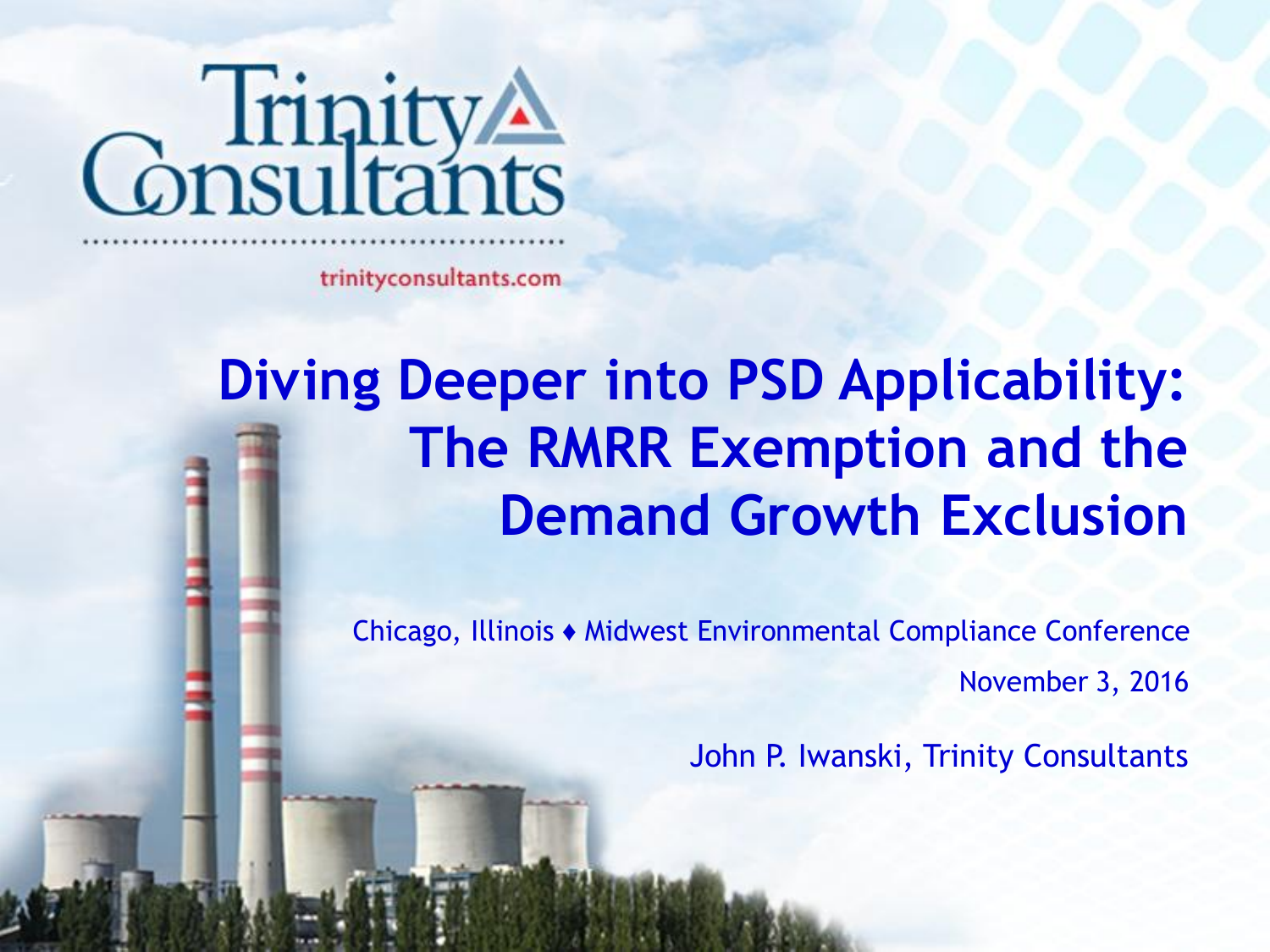Trinity Consultants

trinityconsultants.com

# Diving Deeper into PSD Applicability: The RMRR Exemption and the Demand Growth Exclusion

Chicago, Illinois ♦ Midwest Environmental Compliance Conference

November 3, 2016

John P. Iwanski, Trinity Consultants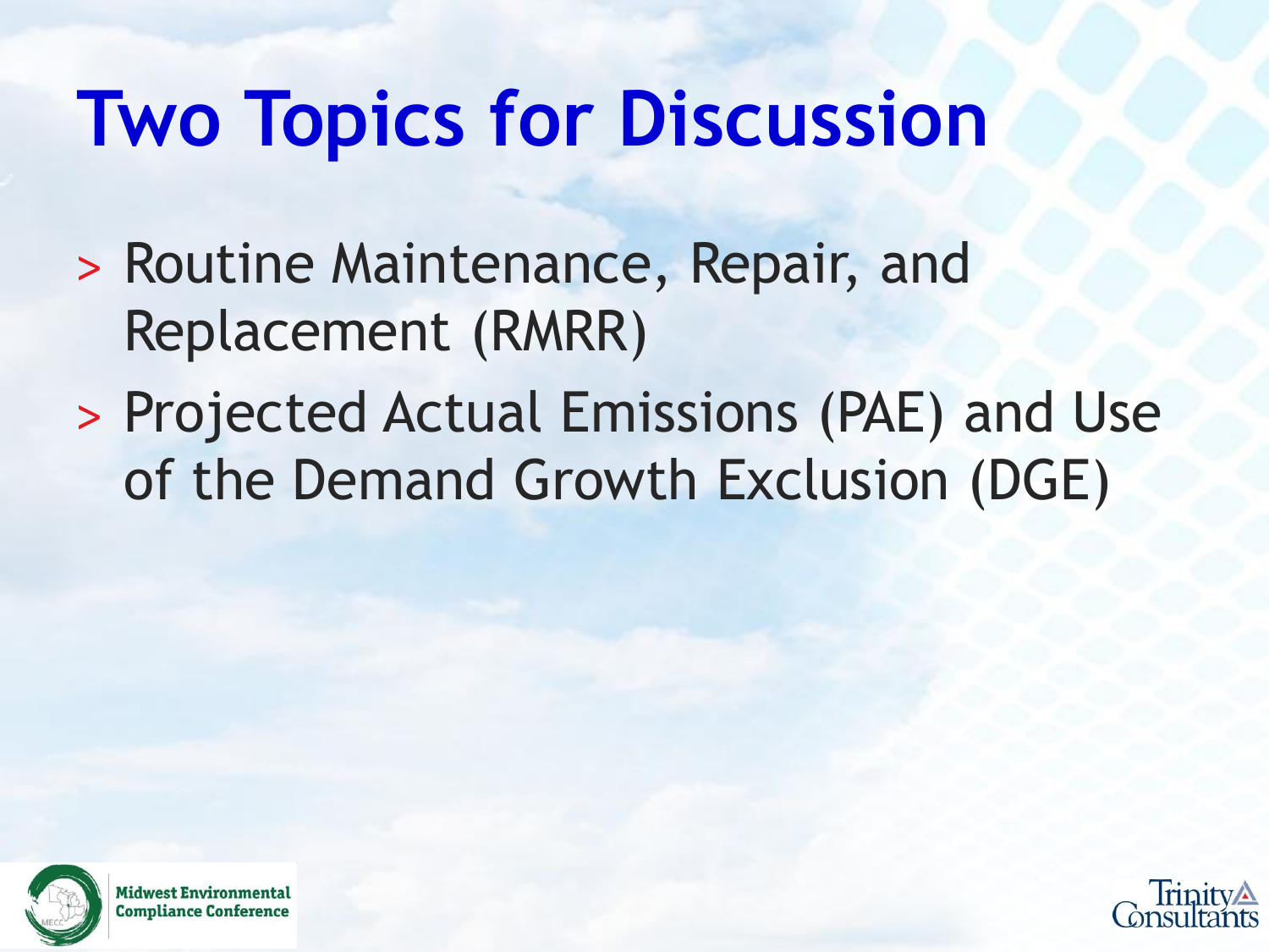# Two Topics for Discussion

- Routine Maintenance, Repair, and Replacement (RMRR)
- Projected Actual Emissions (PAE) and Use of the Demand Growth Exclusion (DGE)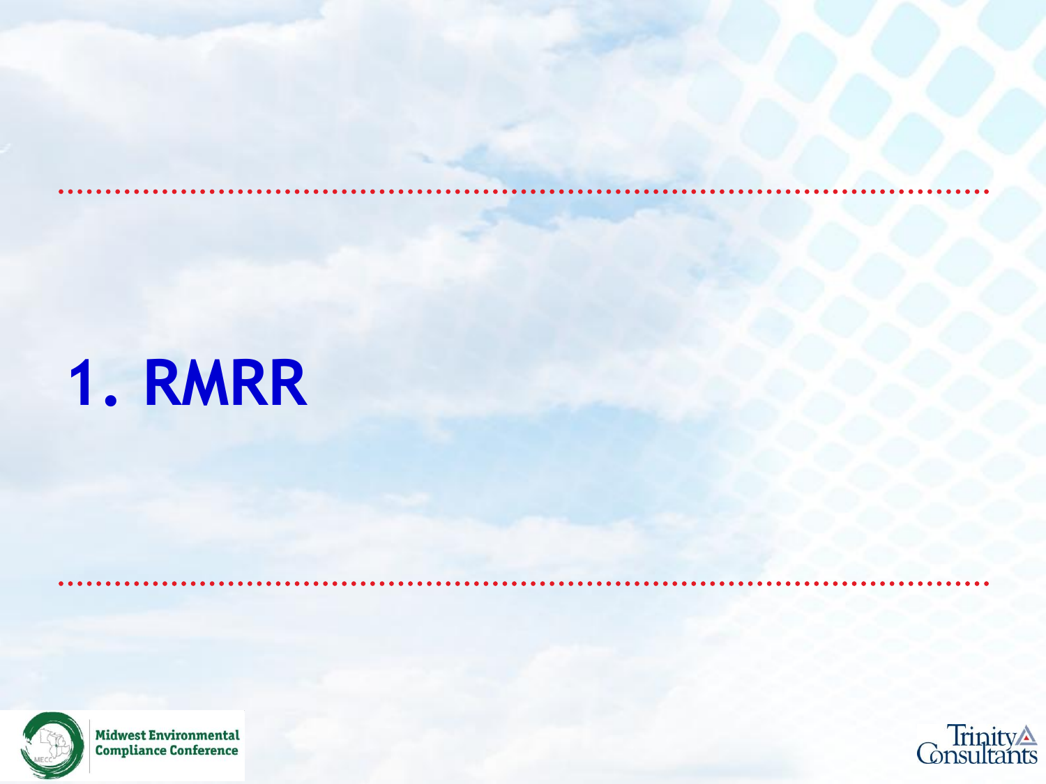# 1. RMRR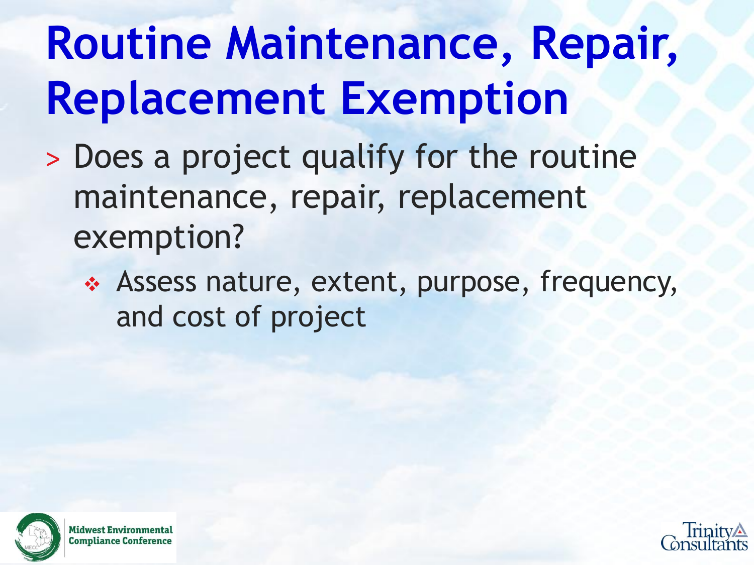# Routine Maintenance, Repair, Replacement Exemption

- Does a project qualify for the routine maintenance, repair, replacement exemption?
  - Assess nature, extent, purpose, frequency, and cost of project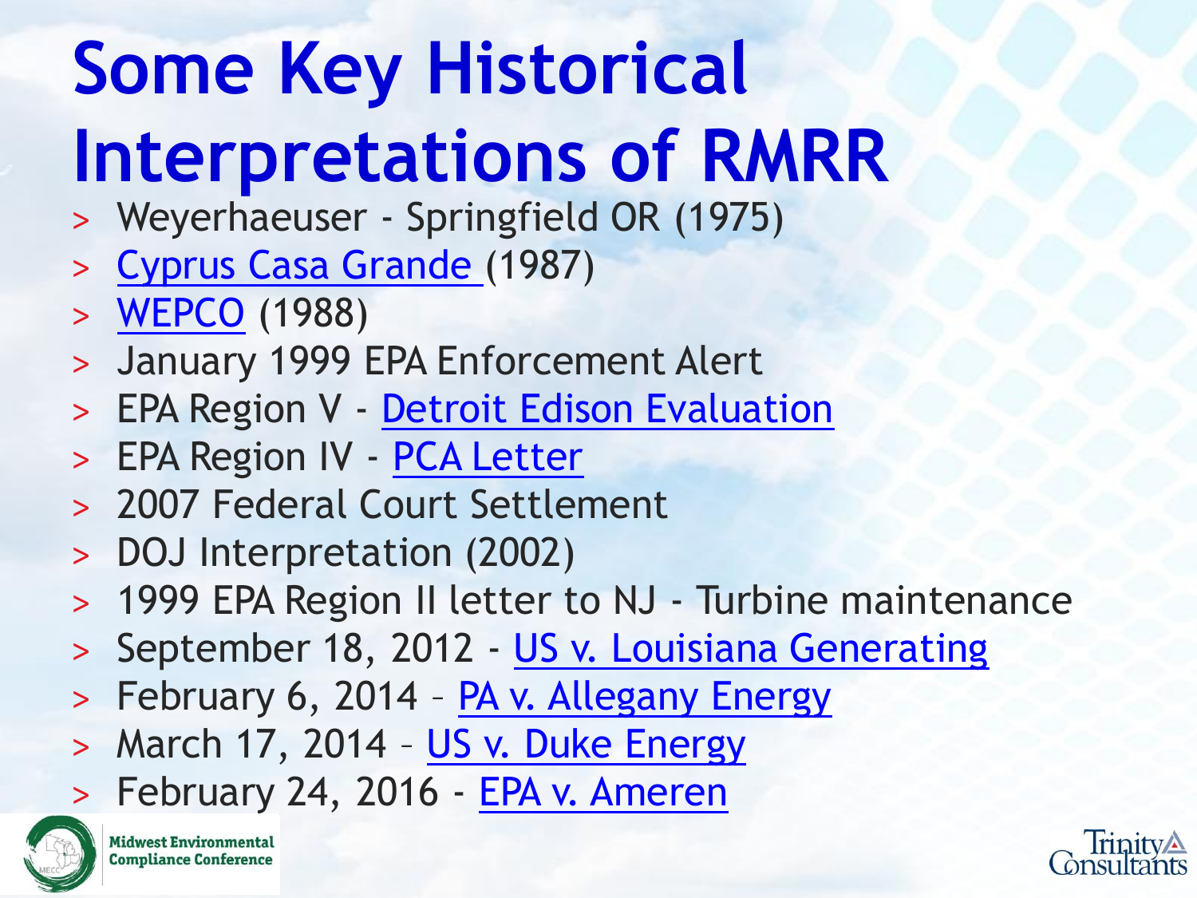# Some Key Historical Interpretations of RMRR

- Weyerhaeuser - Springfield OR (1975)
- Cyprus Casa Grande (1987)
- WEPCO (1988)
- January 1999 EPA Enforcement Alert
- EPA Region V - Detroit Edison Evaluation
- EPA Region IV - PCA Letter
- 2007 Federal Court Settlement
- DOJ Interpretation (2002)
- 1999 EPA Region II letter to NJ - Turbine maintenance
- September 18, 2012 - US v. Louisiana Generating
- February 6, 2014 – PA v. Allegany Energy
- March 17, 2014 – US v. Duke Energy
- February 24, 2016 - EPA v. Ameren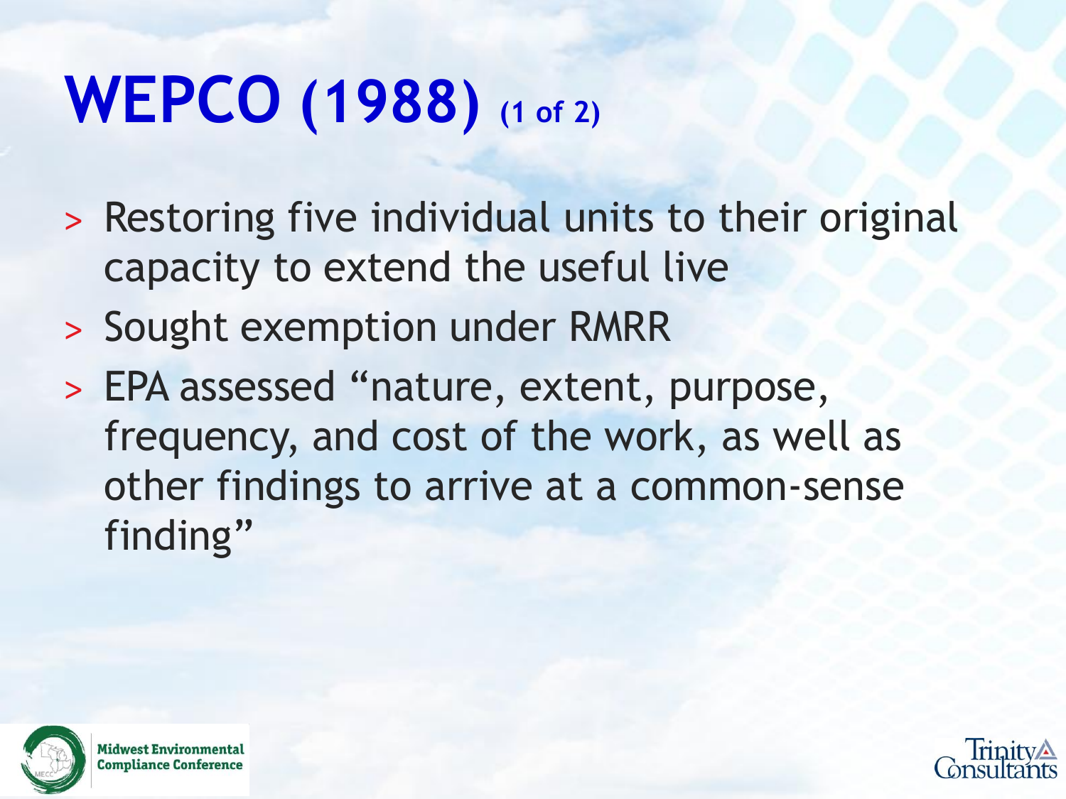# WEPCO (1988) (1 of 2)

- Restoring five individual units to their original capacity to extend the useful live
- Sought exemption under RMRR
- EPA assessed "nature, extent, purpose, frequency, and cost of the work, as well as other findings to arrive at a common-sense finding"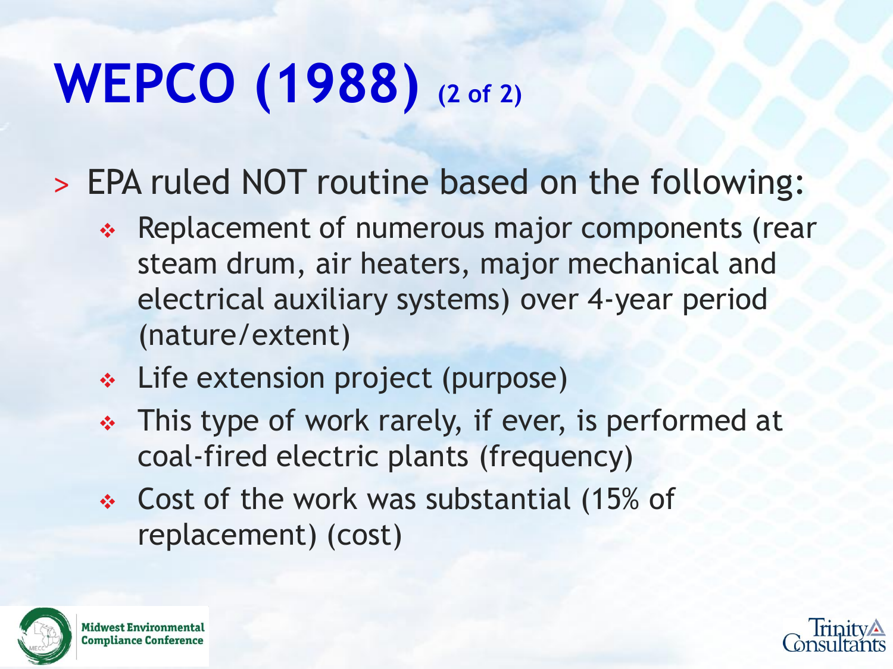# WEPCO (1988) (2 of 2)

- EPA ruled NOT routine based on the following:
  - Replacement of numerous major components (rear steam drum, air heaters, major mechanical and electrical auxiliary systems) over 4-year period (nature/extent)
  - Life extension project (purpose)
  - This type of work rarely, if ever, is performed at coal-fired electric plants (frequency)
  - Cost of the work was substantial (15% of replacement) (cost)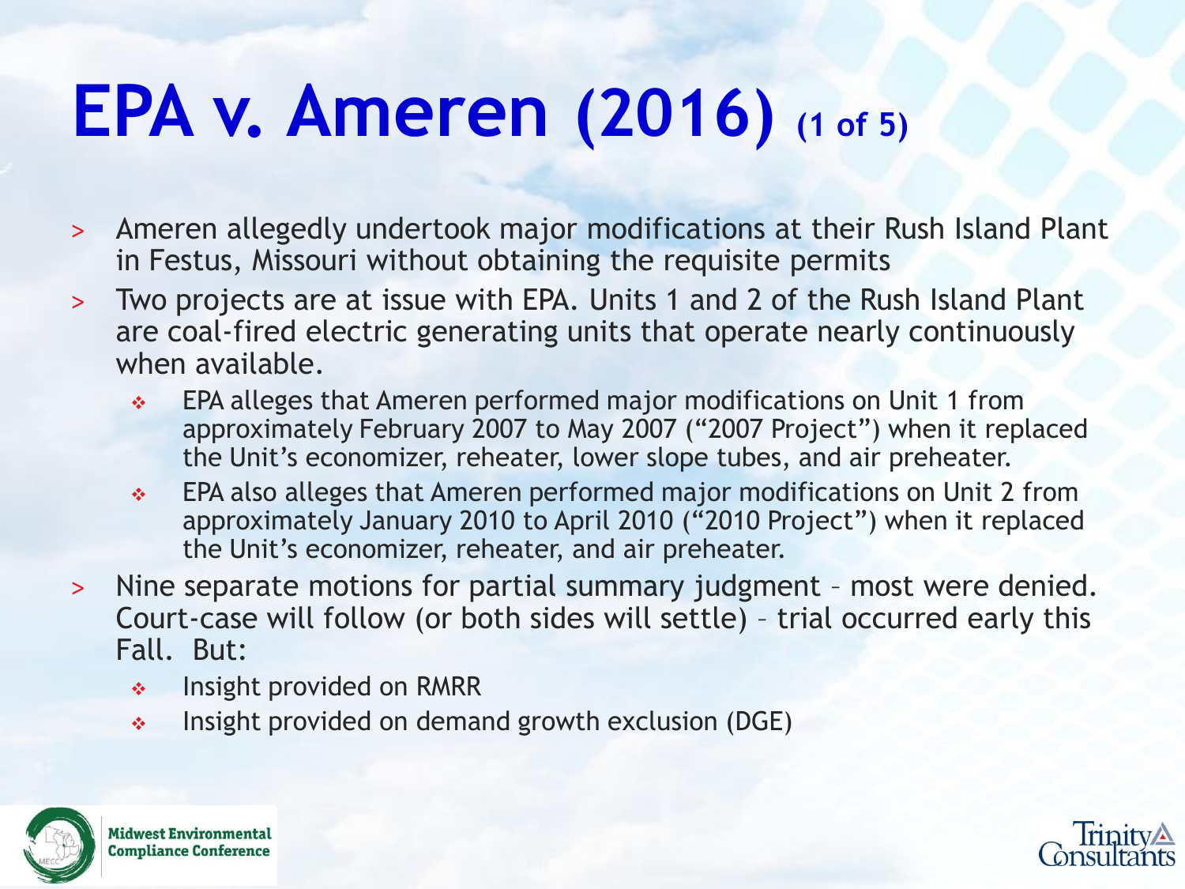# EPA v. Ameren (2016) (1 of 5)

- Ameren allegedly undertook major modifications at their Rush Island Plant in Festus, Missouri without obtaining the requisite permits
- Two projects are at issue with EPA. Units 1 and 2 of the Rush Island Plant are coal-fired electric generating units that operate nearly continuously when available.
  - EPA alleges that Ameren performed major modifications on Unit 1 from approximately February 2007 to May 2007 ("2007 Project") when it replaced the Unit's economizer, reheater, lower slope tubes, and air preheater.
  - EPA also alleges that Ameren performed major modifications on Unit 2 from approximately January 2010 to April 2010 ("2010 Project") when it replaced the Unit's economizer, reheater, and air preheater.
- Nine separate motions for partial summary judgment – most were denied. Court-case will follow (or both sides will settle) – trial occurred early this Fall. But:
  - Insight provided on RMRR
  - Insight provided on demand growth exclusion (DGE)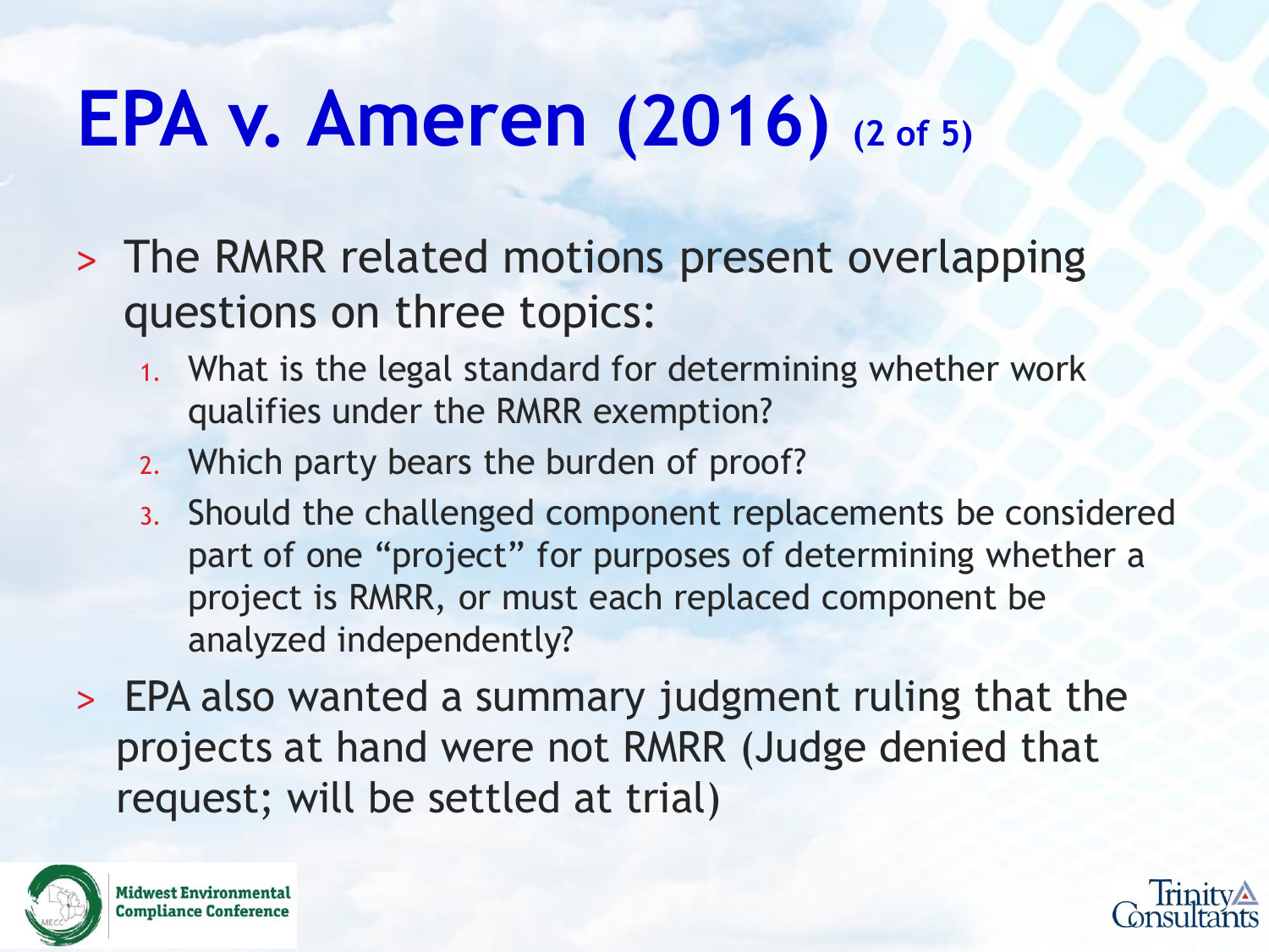# EPA v. Ameren (2016) (2 of 5)

- The RMRR related motions present overlapping questions on three topics:
  1. What is the legal standard for determining whether work qualifies under the RMRR exemption?
  2. Which party bears the burden of proof?
  3. Should the challenged component replacements be considered part of one "project" for purposes of determining whether a project is RMRR, or must each replaced component be analyzed independently?
- EPA also wanted a summary judgment ruling that the projects at hand were not RMRR (Judge denied that request; will be settled at trial)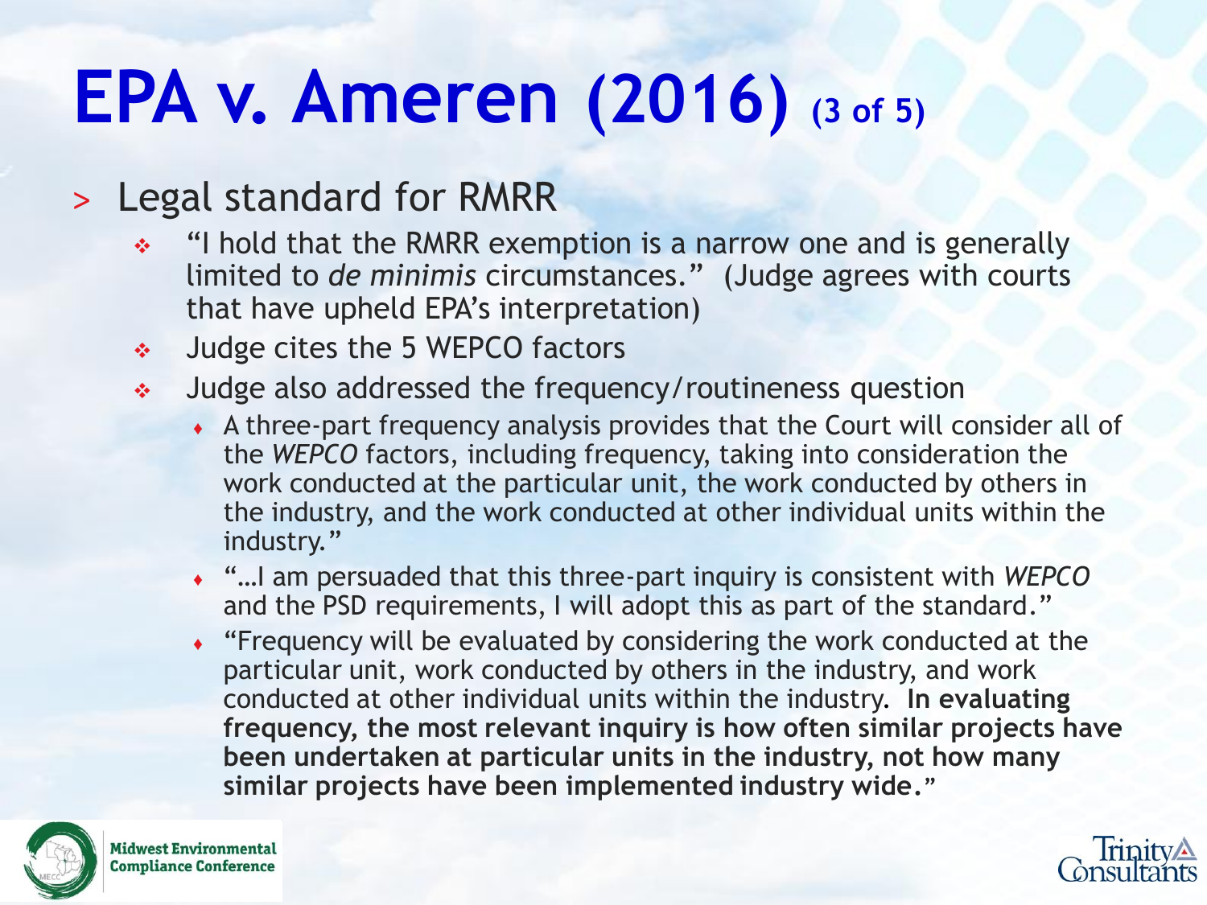# EPA v. Ameren (2016) (3 of 5)

- Legal standard for RMRR
  - "I hold that the RMRR exemption is a narrow one and is generally limited to *de minimis* circumstances." (Judge agrees with courts that have upheld EPA's interpretation)
  - Judge cites the 5 WEPCO factors
  - Judge also addressed the frequency/routineness question
    - A three-part frequency analysis provides that the Court will consider all of the *WEPCO* factors, including frequency, taking into consideration the work conducted at the particular unit, the work conducted by others in the industry, and the work conducted at other individual units within the industry."
    - "…I am persuaded that this three-part inquiry is consistent with *WEPCO* and the PSD requirements, I will adopt this as part of the standard."
    - "Frequency will be evaluated by considering the work conducted at the particular unit, work conducted by others in the industry, and work conducted at other individual units within the industry. **In evaluating frequency, the most relevant inquiry is how often similar projects have been undertaken at particular units in the industry, not how many similar projects have been implemented industry wide.**"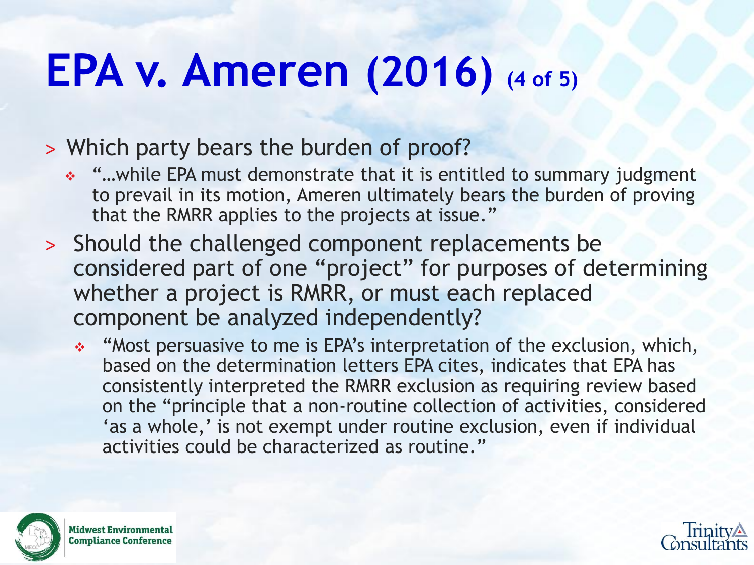# EPA v. Ameren (2016) (4 of 5)

- Which party bears the burden of proof?
  - "…while EPA must demonstrate that it is entitled to summary judgment to prevail in its motion, Ameren ultimately bears the burden of proving that the RMRR applies to the projects at issue."
- Should the challenged component replacements be considered part of one "project" for purposes of determining whether a project is RMRR, or must each replaced component be analyzed independently?
  - "Most persuasive to me is EPA's interpretation of the exclusion, which, based on the determination letters EPA cites, indicates that EPA has consistently interpreted the RMRR exclusion as requiring review based on the "principle that a non-routine collection of activities, considered 'as a whole,' is not exempt under routine exclusion, even if individual activities could be characterized as routine."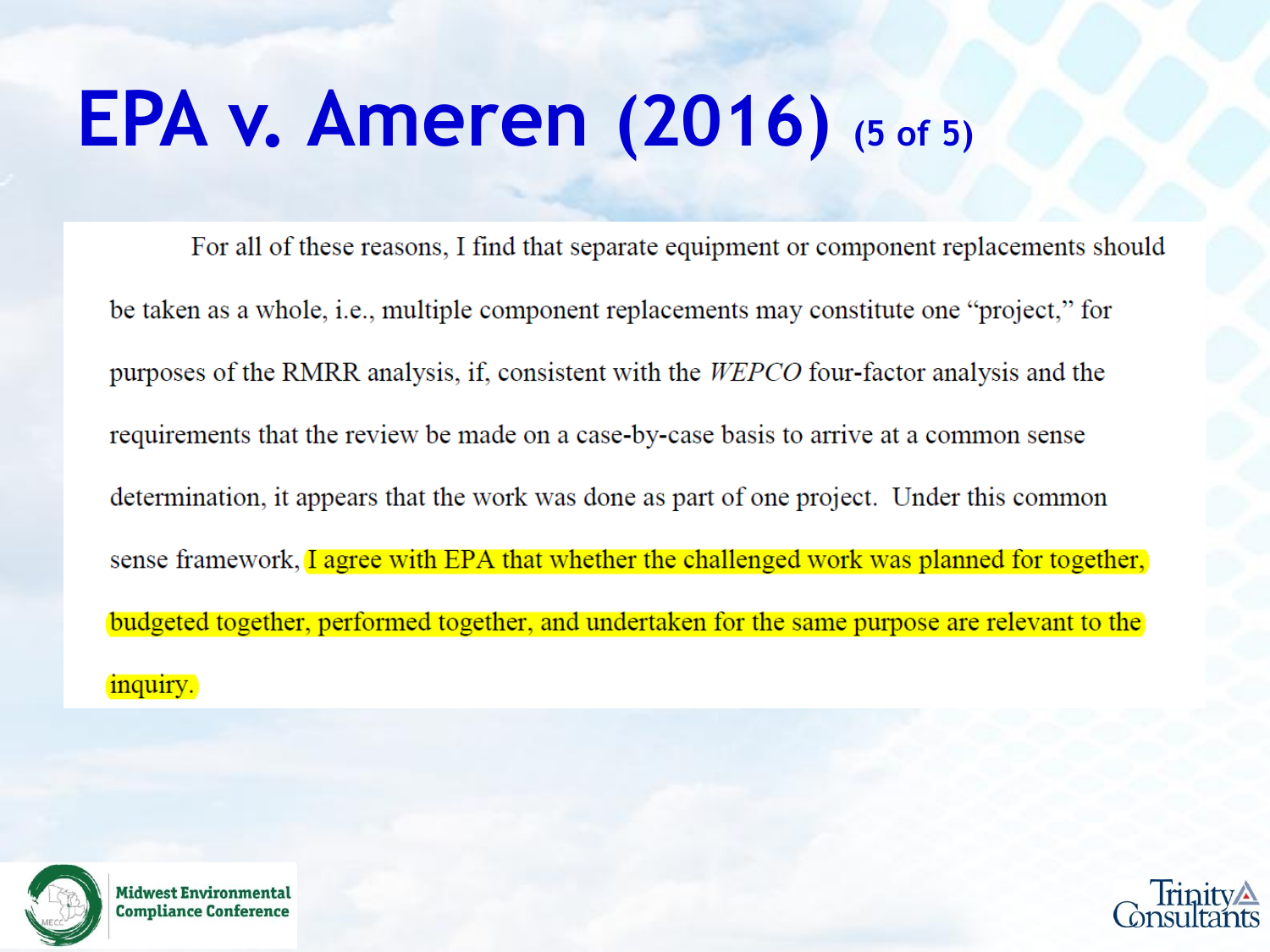# EPA v. Ameren (2016) (5 of 5)

For all of these reasons, I find that separate equipment or component replacements should be taken as a whole, i.e., multiple component replacements may constitute one "project," for purposes of the RMRR analysis, if, consistent with the *WEPCO* four-factor analysis and the requirements that the review be made on a case-by-case basis to arrive at a common sense determination, it appears that the work was done as part of one project. Under this common sense framework, I agree with EPA that whether the challenged work was planned for together, budgeted together, performed together, and undertaken for the same purpose are relevant to the inquiry.

Midwest Environmental Compliance Conference

Trinity Consultants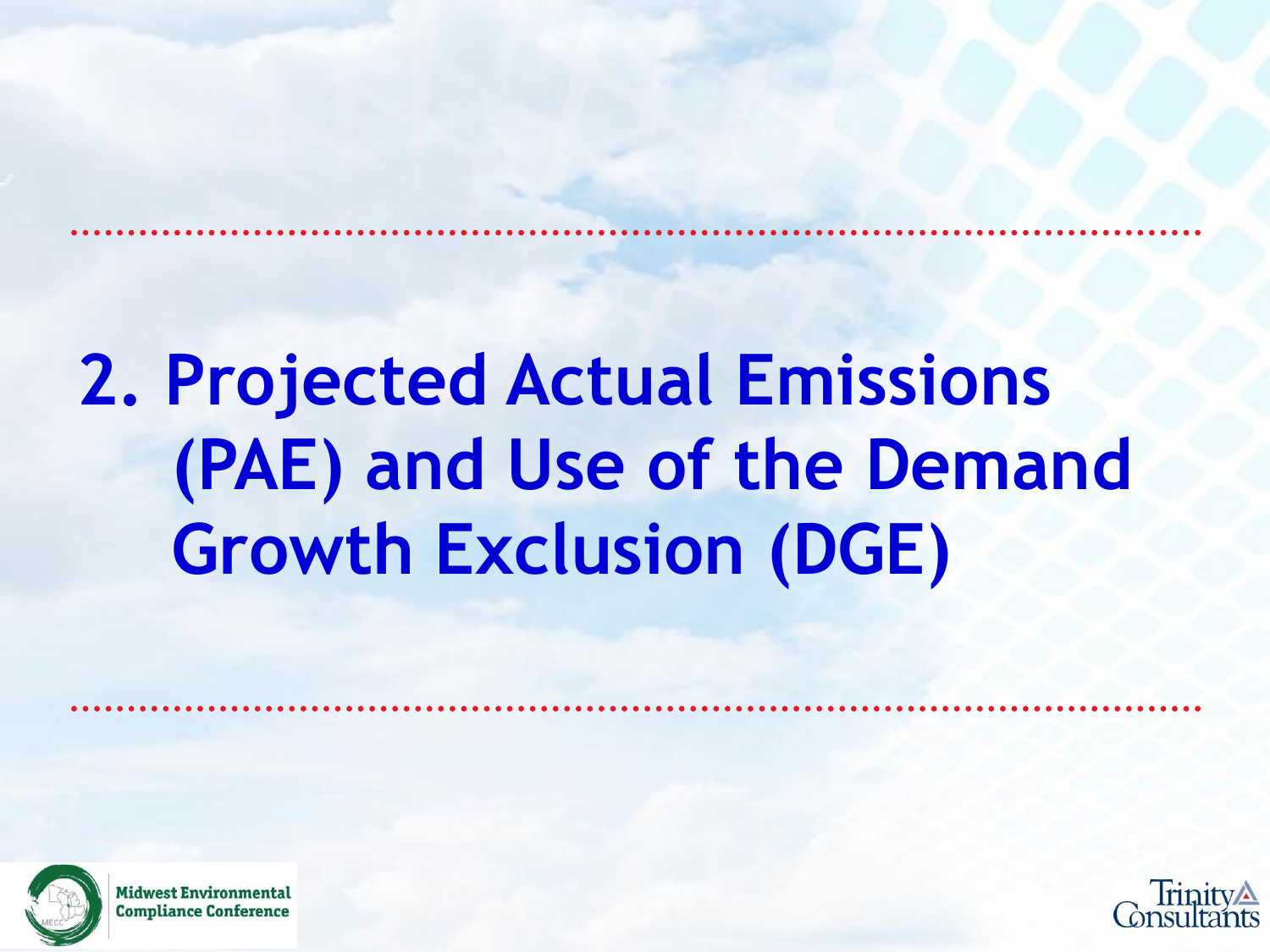# 2. Projected Actual Emissions (PAE) and Use of the Demand Growth Exclusion (DGE)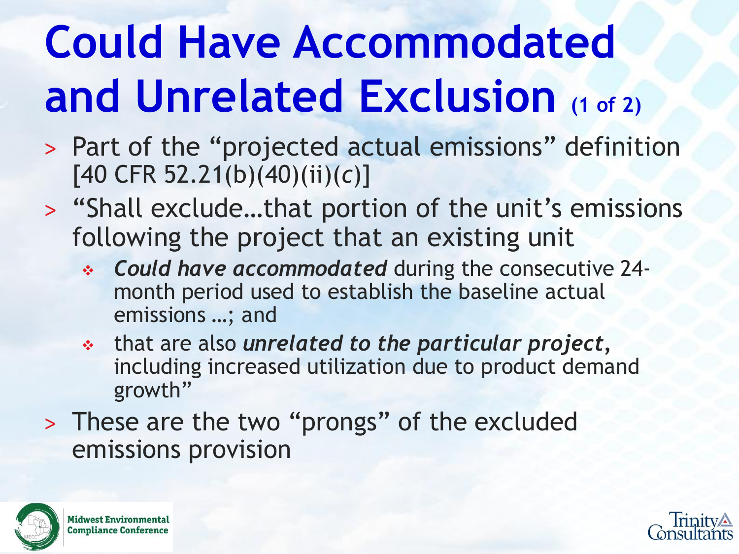# Could Have Accommodated and Unrelated Exclusion (1 of 2)

- Part of the "projected actual emissions" definition [40 CFR 52.21(b)(40)(ii)(*c*)]
- "Shall exclude…that portion of the unit's emissions following the project that an existing unit
  - ***Could have accommodated*** during the consecutive 24-month period used to establish the baseline actual emissions …; and
  - that are also ***unrelated to the particular project*****,** including increased utilization due to product demand growth"
- These are the two "prongs" of the excluded emissions provision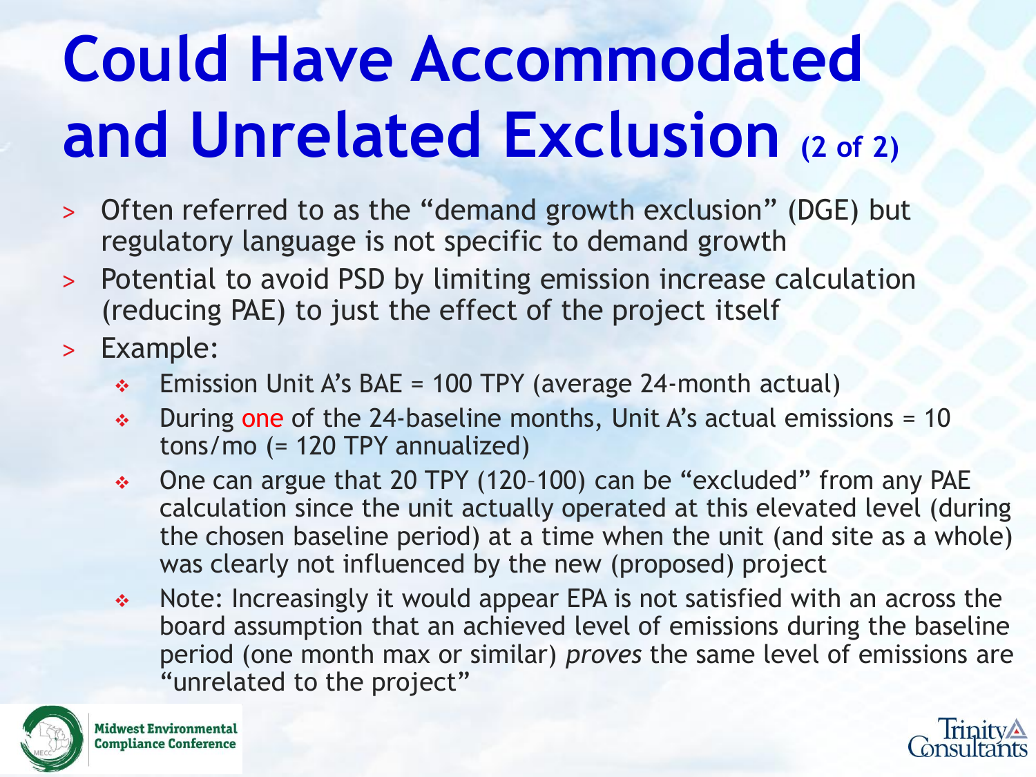# Could Have Accommodated and Unrelated Exclusion (2 of 2)

- Often referred to as the “demand growth exclusion” (DGE) but regulatory language is not specific to demand growth
- Potential to avoid PSD by limiting emission increase calculation (reducing PAE) to just the effect of the project itself
- Example:
  - Emission Unit A’s BAE = 100 TPY (average 24-month actual)
  - During one of the 24-baseline months, Unit A’s actual emissions = 10 tons/mo (= 120 TPY annualized)
  - One can argue that 20 TPY (120–100) can be “excluded” from any PAE calculation since the unit actually operated at this elevated level (during the chosen baseline period) at a time when the unit (and site as a whole) was clearly not influenced by the new (proposed) project
  - Note: Increasingly it would appear EPA is not satisfied with an across the board assumption that an achieved level of emissions during the baseline period (one month max or similar) *proves* the same level of emissions are “unrelated to the project”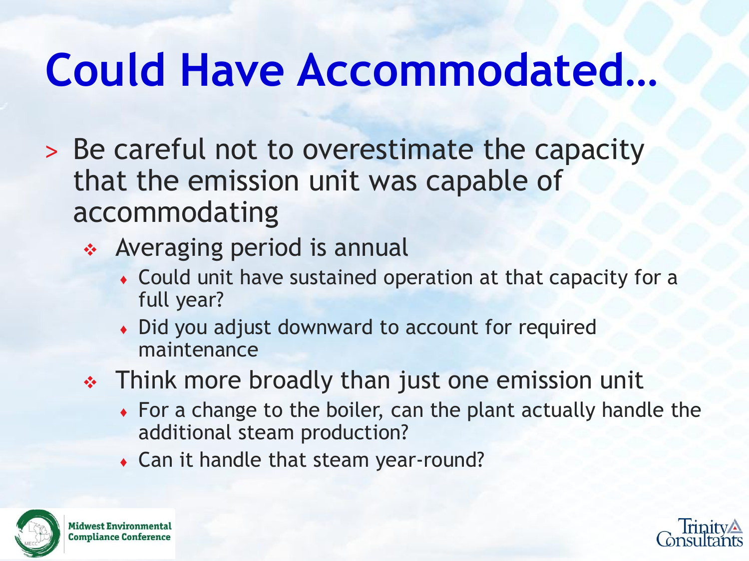# Could Have Accommodated…

- Be careful not to overestimate the capacity that the emission unit was capable of accommodating
  - Averaging period is annual
    - Could unit have sustained operation at that capacity for a full year?
    - Did you adjust downward to account for required maintenance
  - Think more broadly than just one emission unit
    - For a change to the boiler, can the plant actually handle the additional steam production?
    - Can it handle that steam year-round?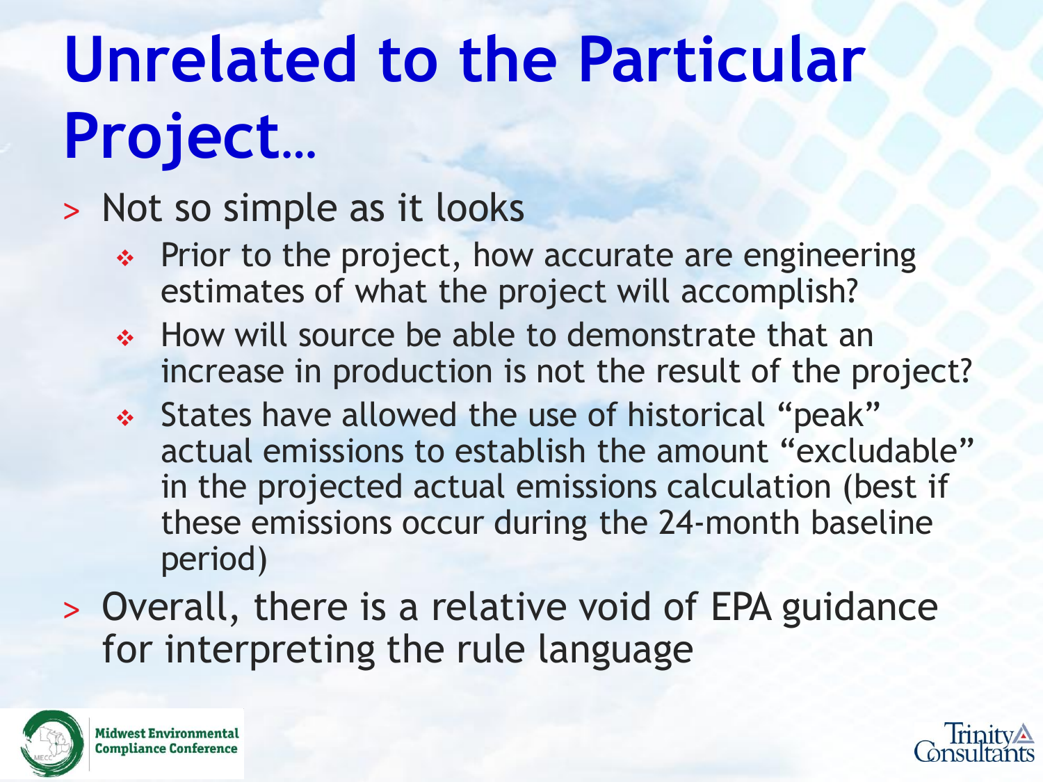# Unrelated to the Particular Project…

- Not so simple as it looks
  - Prior to the project, how accurate are engineering estimates of what the project will accomplish?
  - How will source be able to demonstrate that an increase in production is not the result of the project?
  - States have allowed the use of historical "peak" actual emissions to establish the amount "excludable" in the projected actual emissions calculation (best if these emissions occur during the 24-month baseline period)
- Overall, there is a relative void of EPA guidance for interpreting the rule language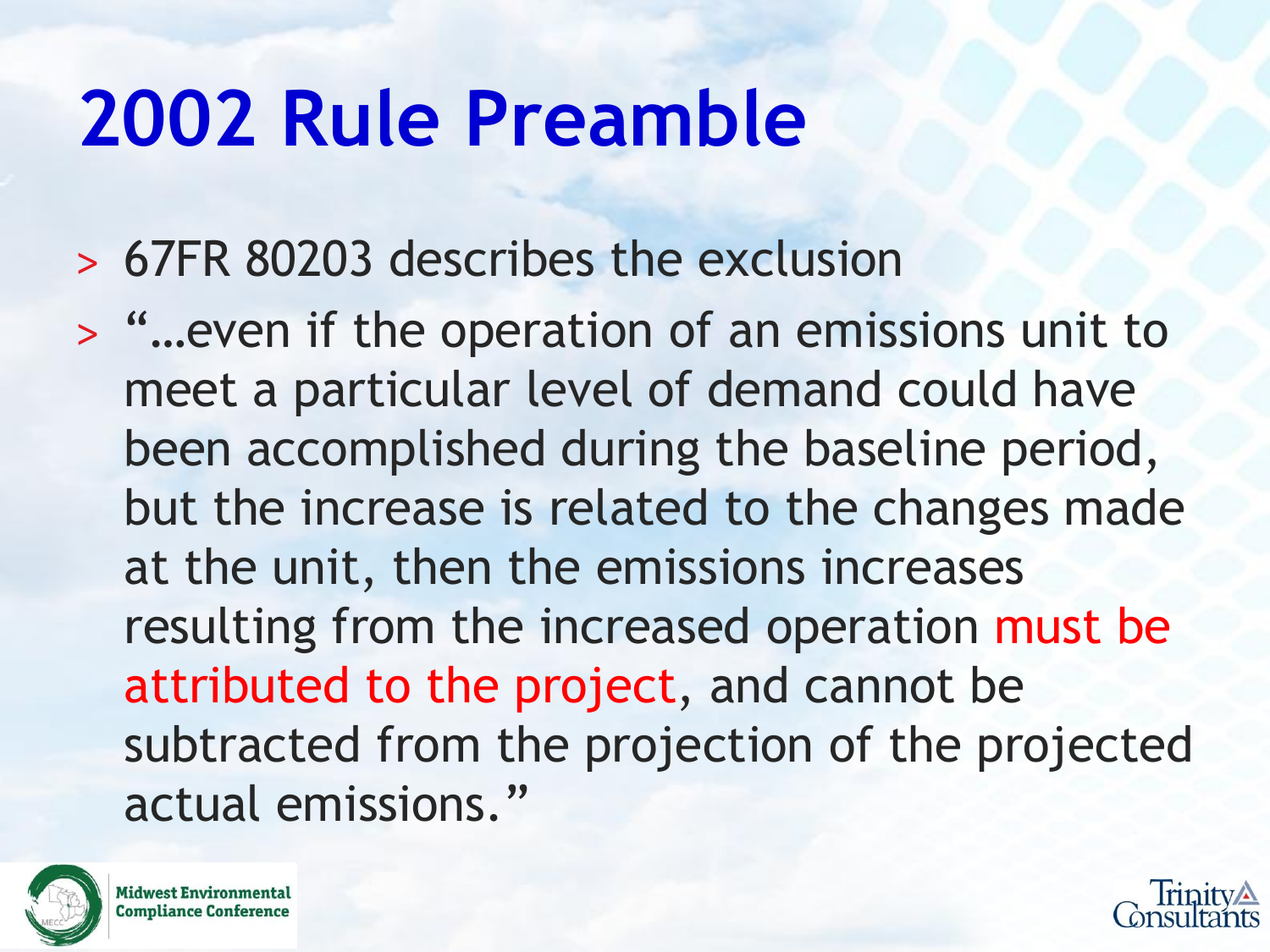# 2002 Rule Preamble

- 67FR 80203 describes the exclusion
- "…even if the operation of an emissions unit to meet a particular level of demand could have been accomplished during the baseline period, but the increase is related to the changes made at the unit, then the emissions increases resulting from the increased operation must be attributed to the project, and cannot be subtracted from the projection of the projected actual emissions."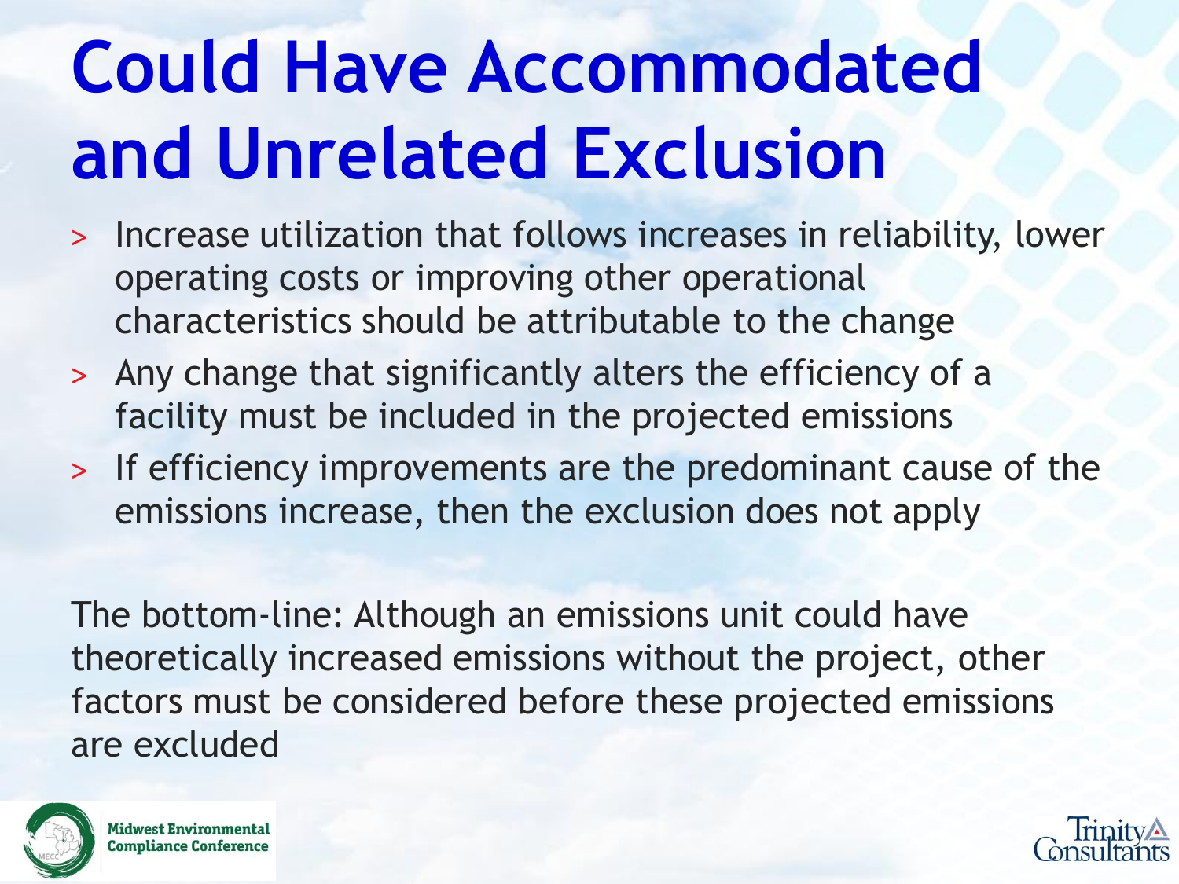# Could Have Accommodated and Unrelated Exclusion

- Increase utilization that follows increases in reliability, lower operating costs or improving other operational characteristics should be attributable to the change
- Any change that significantly alters the efficiency of a facility must be included in the projected emissions
- If efficiency improvements are the predominant cause of the emissions increase, then the exclusion does not apply

The bottom-line: Although an emissions unit could have theoretically increased emissions without the project, other factors must be considered before these projected emissions are excluded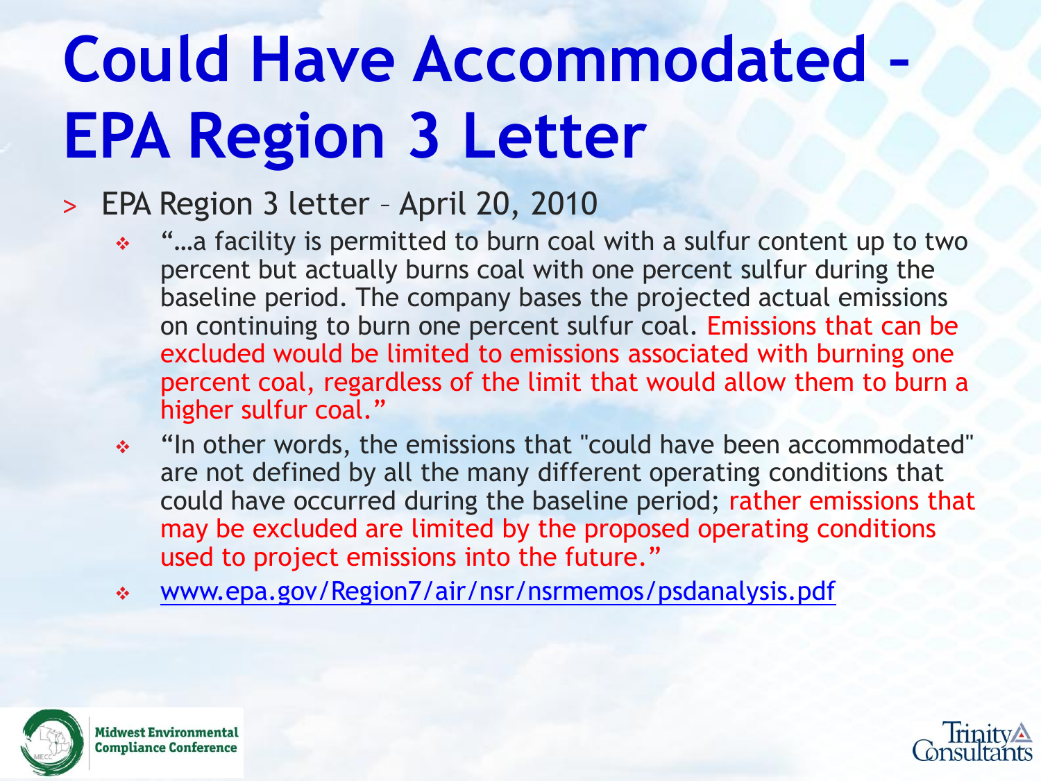# Could Have Accommodated – EPA Region 3 Letter

- EPA Region 3 letter – April 20, 2010
  - "…a facility is permitted to burn coal with a sulfur content up to two percent but actually burns coal with one percent sulfur during the baseline period. The company bases the projected actual emissions on continuing to burn one percent sulfur coal. Emissions that can be excluded would be limited to emissions associated with burning one percent coal, regardless of the limit that would allow them to burn a higher sulfur coal."
  - "In other words, the emissions that "could have been accommodated" are not defined by all the many different operating conditions that could have occurred during the baseline period; rather emissions that may be excluded are limited by the proposed operating conditions used to project emissions into the future."
  - www.epa.gov/Region7/air/nsr/nsrmemos/psdanalysis.pdf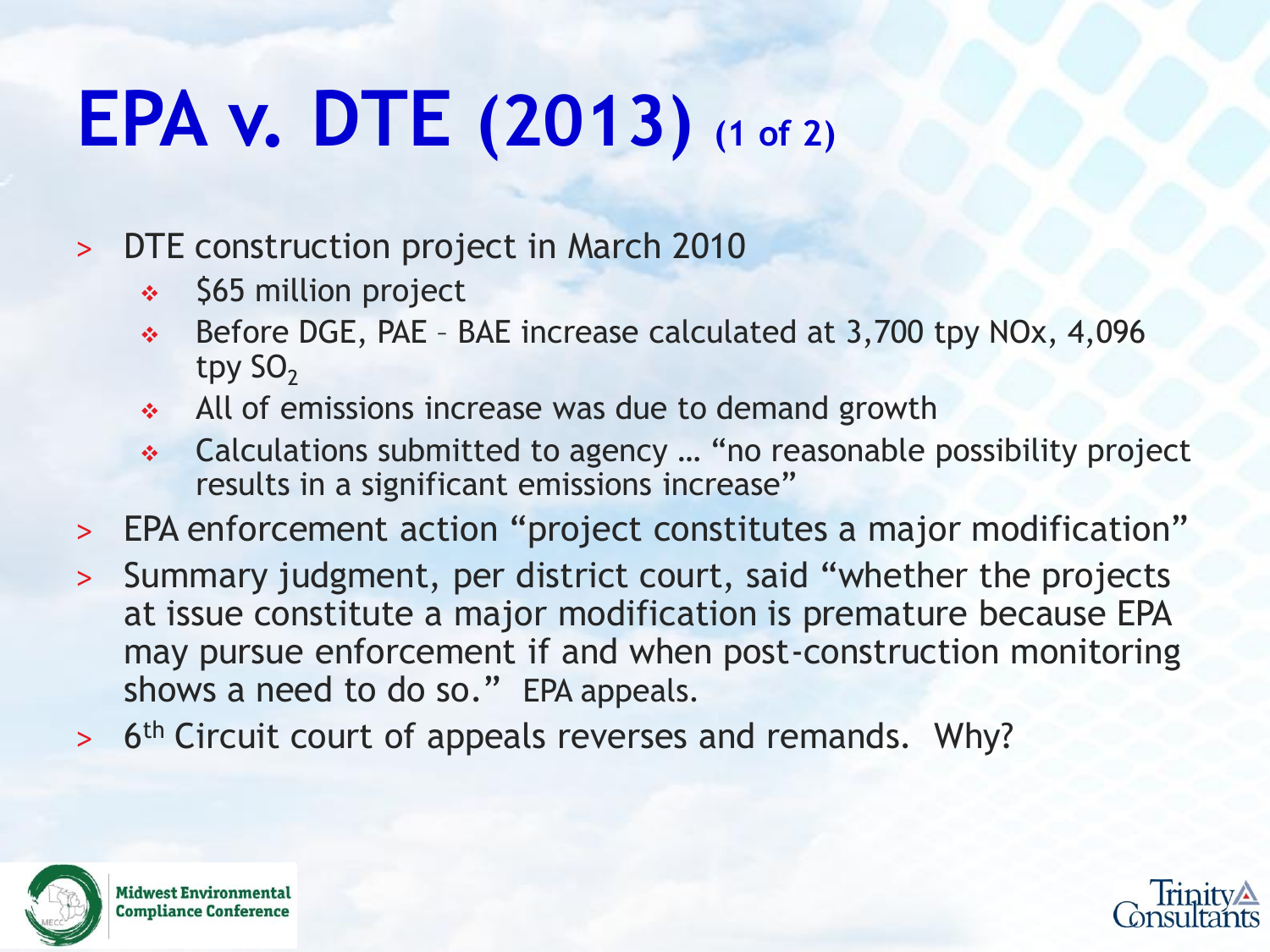# EPA v. DTE (2013) (1 of 2)

- DTE construction project in March 2010
  - $65 million project
  - Before DGE, PAE – BAE increase calculated at 3,700 tpy NOx, 4,096 tpy $SO_2$
  - All of emissions increase was due to demand growth
  - Calculations submitted to agency … "no reasonable possibility project results in a significant emissions increase"
- EPA enforcement action "project constitutes a major modification"
- Summary judgment, per district court, said "whether the projects at issue constitute a major modification is premature because EPA may pursue enforcement if and when post-construction monitoring shows a need to do so." EPA appeals.
- 6th Circuit court of appeals reverses and remands. Why?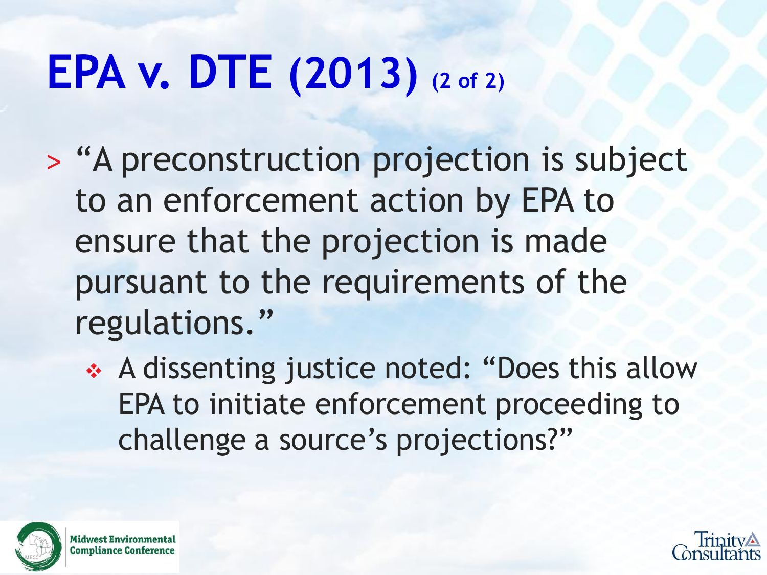# EPA v. DTE (2013) (2 of 2)

- "A preconstruction projection is subject to an enforcement action by EPA to ensure that the projection is made pursuant to the requirements of the regulations."
  - A dissenting justice noted: "Does this allow EPA to initiate enforcement proceeding to challenge a source's projections?"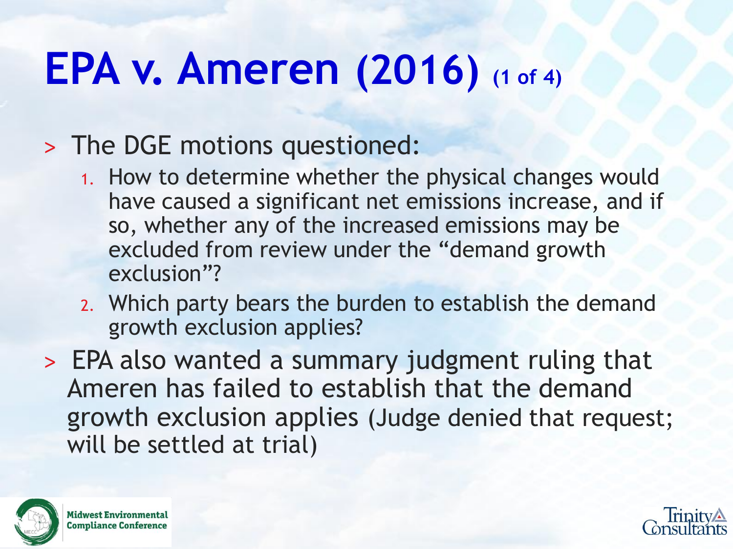# EPA v. Ameren (2016) (1 of 4)

- The DGE motions questioned:
  1. How to determine whether the physical changes would have caused a significant net emissions increase, and if so, whether any of the increased emissions may be excluded from review under the "demand growth exclusion"?
  2. Which party bears the burden to establish the demand growth exclusion applies?
- EPA also wanted a summary judgment ruling that Ameren has failed to establish that the demand growth exclusion applies (Judge denied that request; will be settled at trial)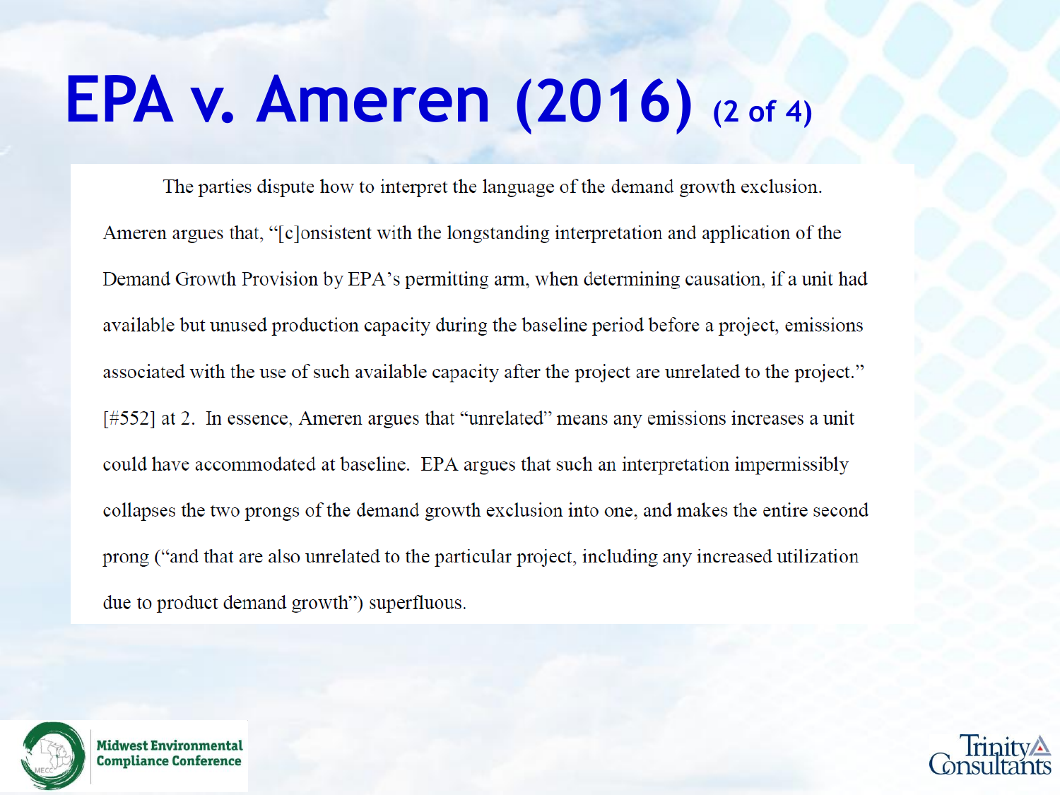# EPA v. Ameren (2016) (2 of 4)

The parties dispute how to interpret the language of the demand growth exclusion. Ameren argues that, "[c]onsistent with the longstanding interpretation and application of the Demand Growth Provision by EPA's permitting arm, when determining causation, if a unit had available but unused production capacity during the baseline period before a project, emissions associated with the use of such available capacity after the project are unrelated to the project." [#552] at 2. In essence, Ameren argues that "unrelated" means any emissions increases a unit could have accommodated at baseline. EPA argues that such an interpretation impermissibly collapses the two prongs of the demand growth exclusion into one, and makes the entire second prong ("and that are also unrelated to the particular project, including any increased utilization due to product demand growth") superfluous.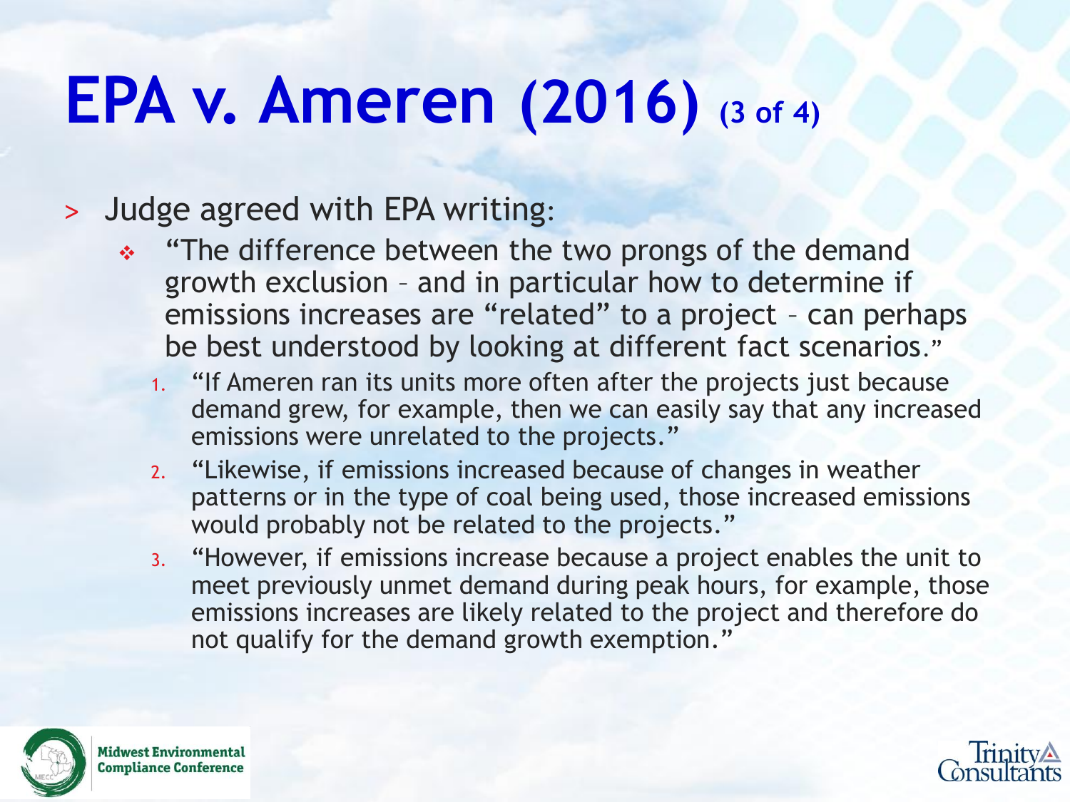# EPA v. Ameren (2016) (3 of 4)

- Judge agreed with EPA writing:
  - "The difference between the two prongs of the demand growth exclusion – and in particular how to determine if emissions increases are "related" to a project – can perhaps be best understood by looking at different fact scenarios."
    1. "If Ameren ran its units more often after the projects just because demand grew, for example, then we can easily say that any increased emissions were unrelated to the projects."
    2. "Likewise, if emissions increased because of changes in weather patterns or in the type of coal being used, those increased emissions would probably not be related to the projects."
    3. "However, if emissions increase because a project enables the unit to meet previously unmet demand during peak hours, for example, those emissions increases are likely related to the project and therefore do not qualify for the demand growth exemption."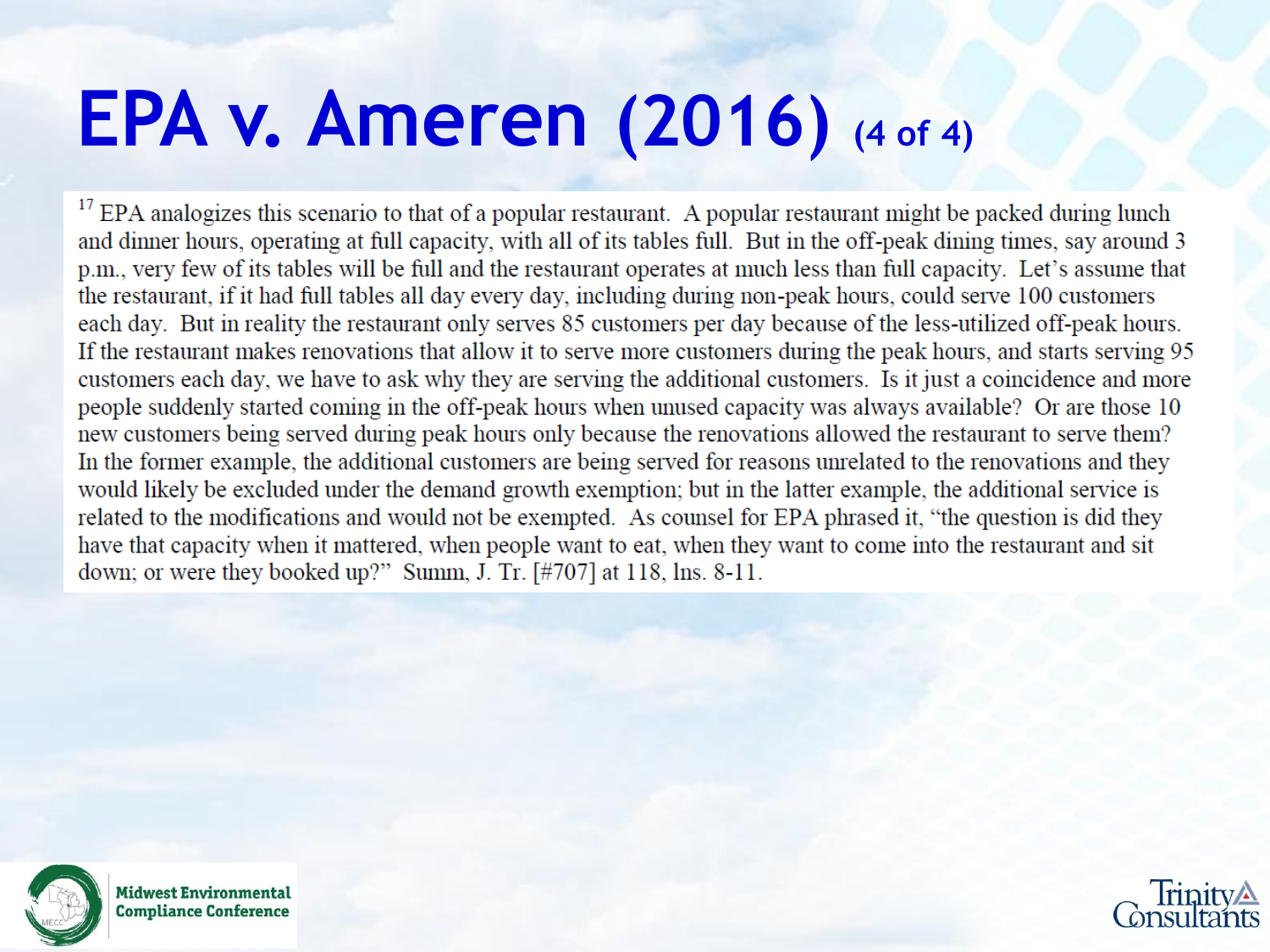# EPA v. Ameren (2016) (4 of 4)

[17] EPA analogizes this scenario to that of a popular restaurant. A popular restaurant might be packed during lunch and dinner hours, operating at full capacity, with all of its tables full. But in the off-peak dining times, say around 3 p.m., very few of its tables will be full and the restaurant operates at much less than full capacity. Let's assume that the restaurant, if it had full tables all day every day, including during non-peak hours, could serve 100 customers each day. But in reality the restaurant only serves 85 customers per day because of the less-utilized off-peak hours. If the restaurant makes renovations that allow it to serve more customers during the peak hours, and starts serving 95 customers each day, we have to ask why they are serving the additional customers. Is it just a coincidence and more people suddenly started coming in the off-peak hours when unused capacity was always available? Or are those 10 new customers being served during peak hours only because the renovations allowed the restaurant to serve them? In the former example, the additional customers are being served for reasons unrelated to the renovations and they would likely be excluded under the demand growth exemption; but in the latter example, the additional service is related to the modifications and would not be exempted. As counsel for EPA phrased it, "the question is did they have that capacity when it mattered, when people want to eat, when they want to come into the restaurant and sit down; or were they booked up?" Summ, J. Tr. [#707] at 118, lns. 8-11.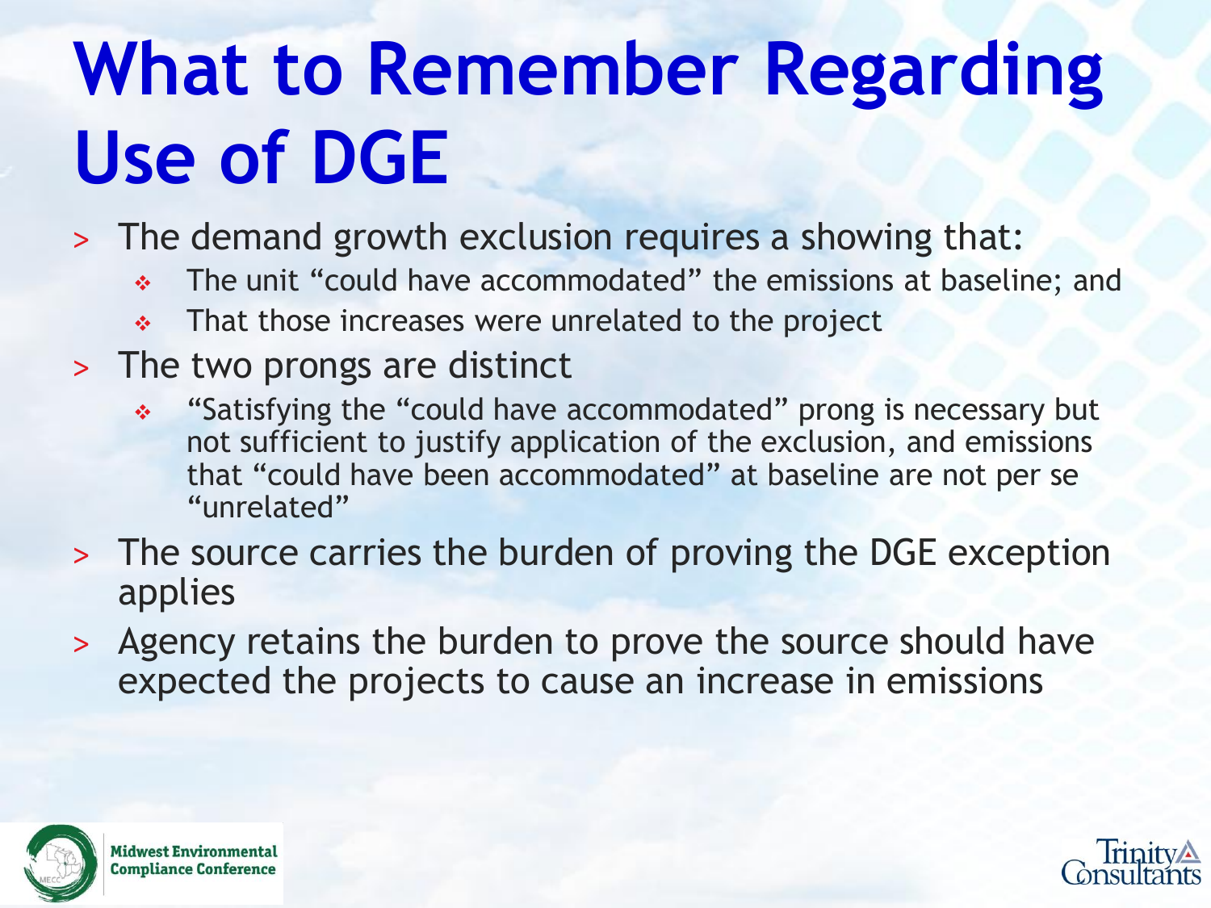# What to Remember Regarding Use of DGE

- The demand growth exclusion requires a showing that:
  - The unit “could have accommodated” the emissions at baseline; and
  - That those increases were unrelated to the project
- The two prongs are distinct
  - “Satisfying the “could have accommodated” prong is necessary but not sufficient to justify application of the exclusion, and emissions that “could have been accommodated” at baseline are not per se “unrelated”
- The source carries the burden of proving the DGE exception applies
- Agency retains the burden to prove the source should have expected the projects to cause an increase in emissions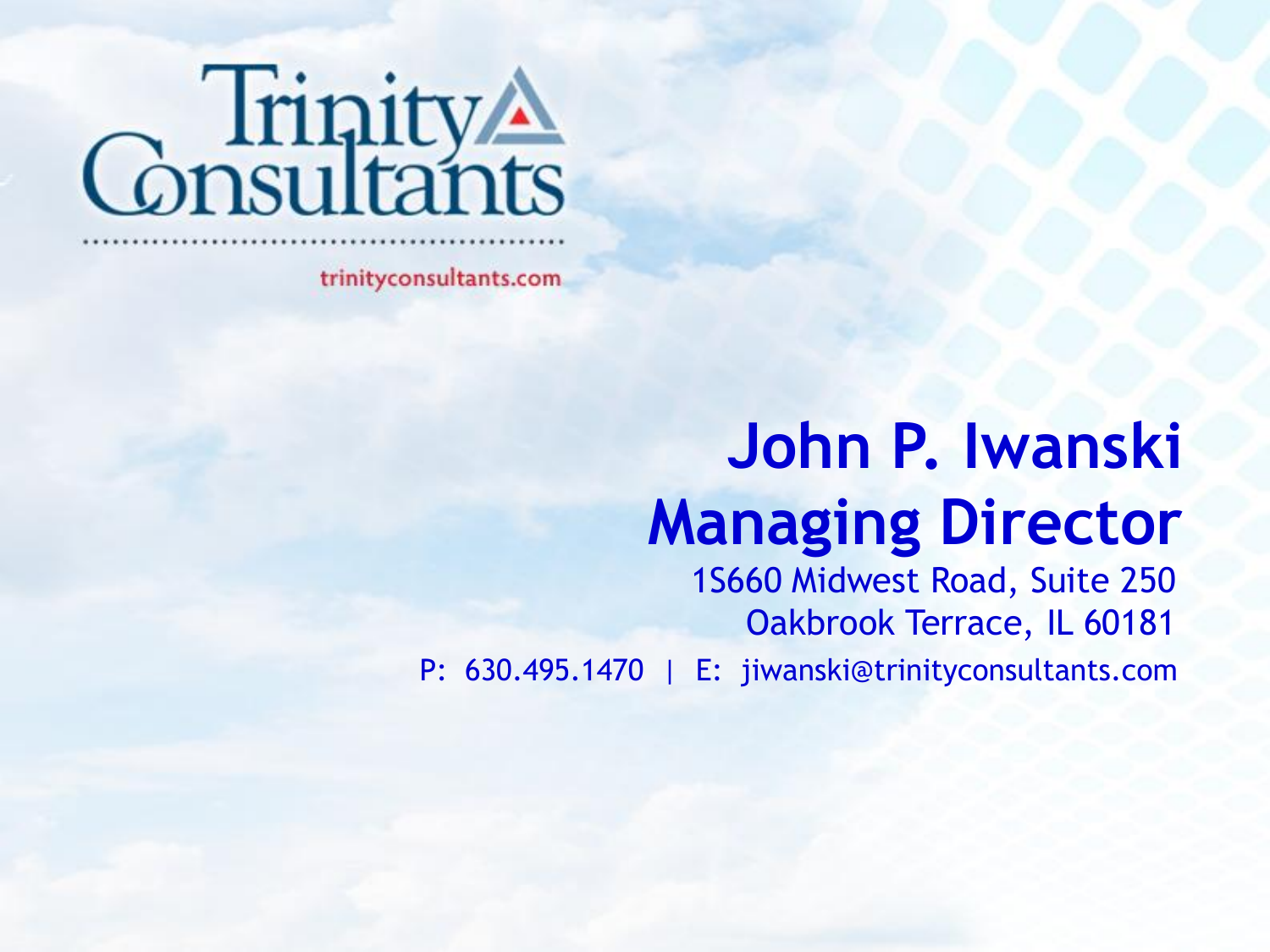Trinity Consultants

trinityconsultants.com

# John P. Iwanski
# Managing Director

1S660 Midwest Road, Suite 250
Oakbrook Terrace, IL 60181

P: 630.495.1470 | E: jiwanski@trinityconsultants.com